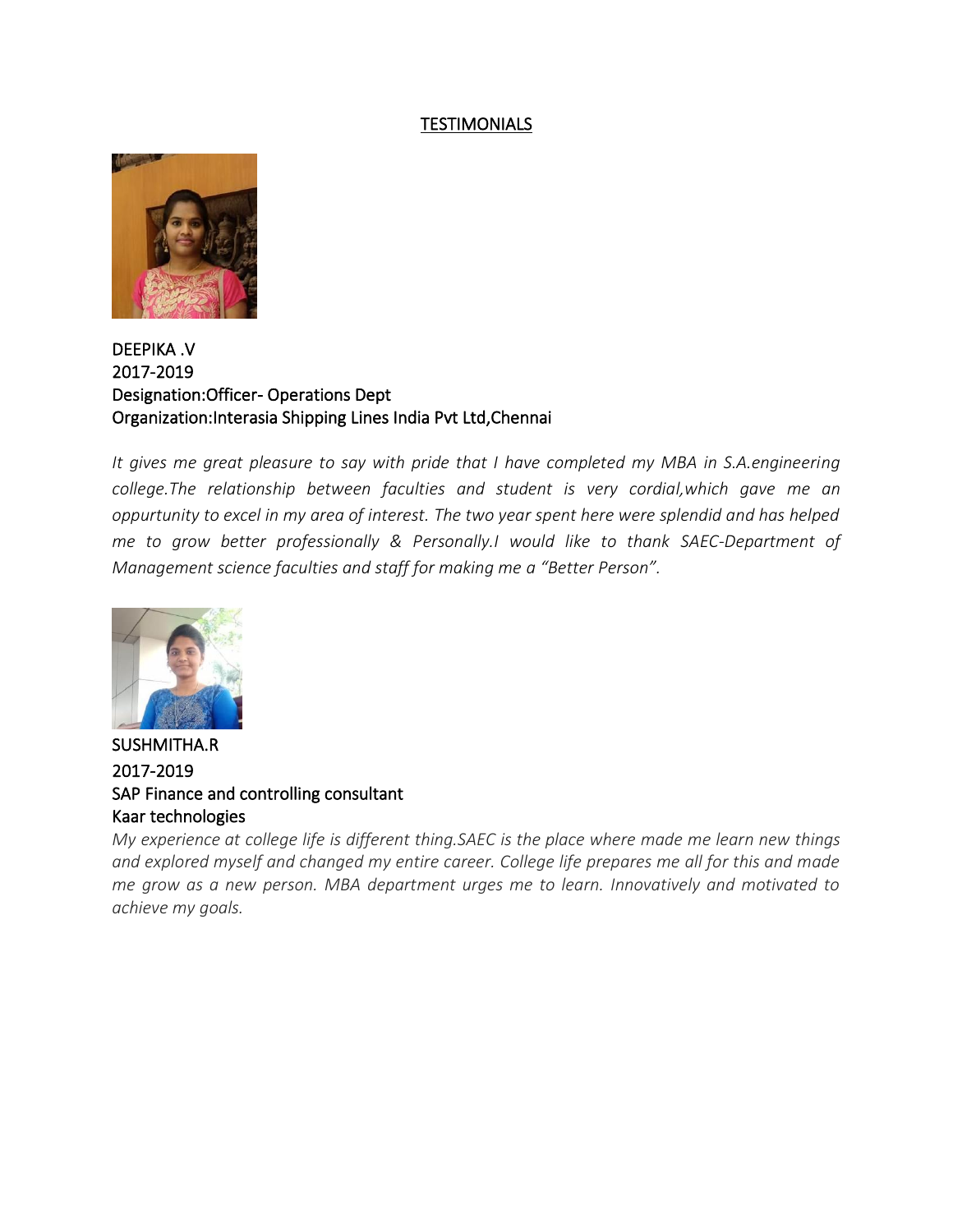# TESTIMONIALS

DEEPIKA .V
2017-2019
Designation:Officer- Operations Dept
Organization:Interasia Shipping Lines India Pvt Ltd,Chennai

*It gives me great pleasure to say with pride that I have completed my MBA in S.A.engineering college.The relationship between faculties and student is very cordial,which gave me an oppurtunity to excel in my area of interest. The two year spent here were splendid and has helped me to grow better professionally & Personally.I would like to thank SAEC-Department of Management science faculties and staff for making me a "Better Person".*

SUSHMITHA.R
2017-2019
SAP Finance and controlling consultant
Kaar technologies

*My experience at college life is different thing.SAEC is the place where made me learn new things and explored myself and changed my entire career. College life prepares me all for this and made me grow as a new person. MBA department urges me to learn. Innovatively and motivated to achieve my goals.*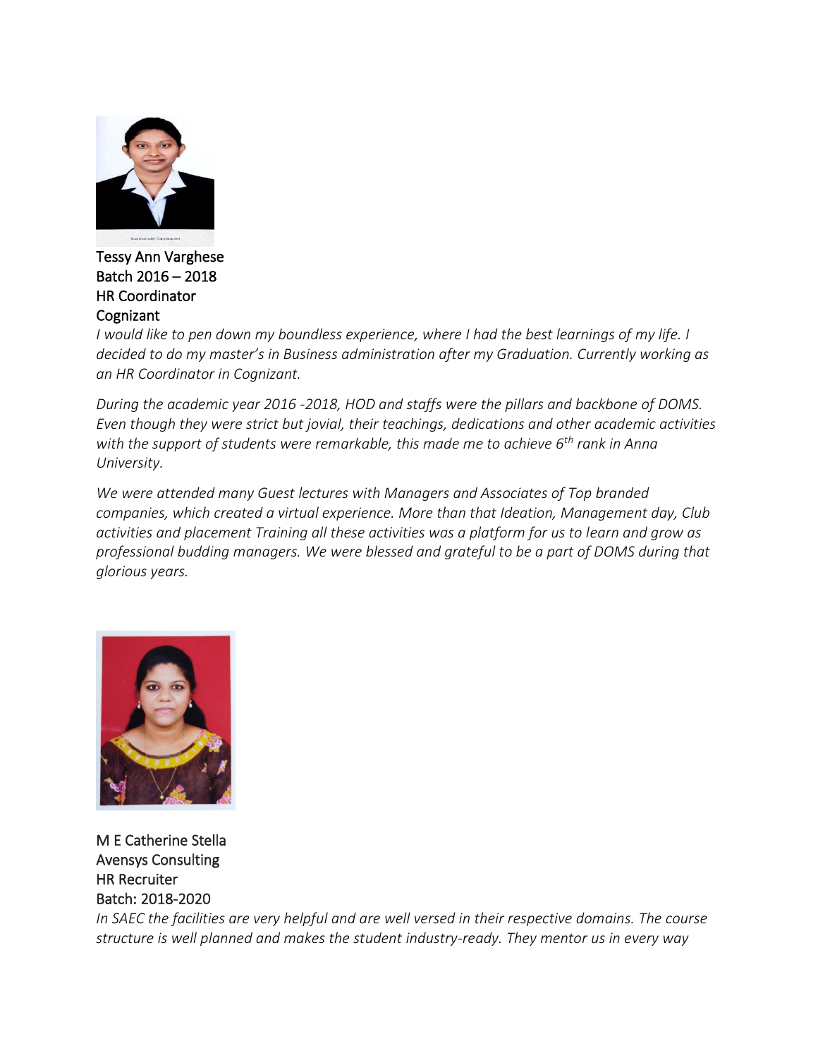Tessy Ann Varghese
Batch 2016 – 2018
HR Coordinator
Cognizant

*I would like to pen down my boundless experience, where I had the best learnings of my life. I decided to do my master's in Business administration after my Graduation. Currently working as an HR Coordinator in Cognizant.*

*During the academic year 2016 -2018, HOD and staffs were the pillars and backbone of DOMS. Even though they were strict but jovial, their teachings, dedications and other academic activities with the support of students were remarkable, this made me to achieve 6th rank in Anna University.*

*We were attended many Guest lectures with Managers and Associates of Top branded companies, which created a virtual experience. More than that Ideation, Management day, Club activities and placement Training all these activities was a platform for us to learn and grow as professional budding managers. We were blessed and grateful to be a part of DOMS during that glorious years.*

M E Catherine Stella
Avensys Consulting
HR Recruiter
Batch: 2018-2020

*In SAEC the facilities are very helpful and are well versed in their respective domains. The course structure is well planned and makes the student industry-ready. They mentor us in every way*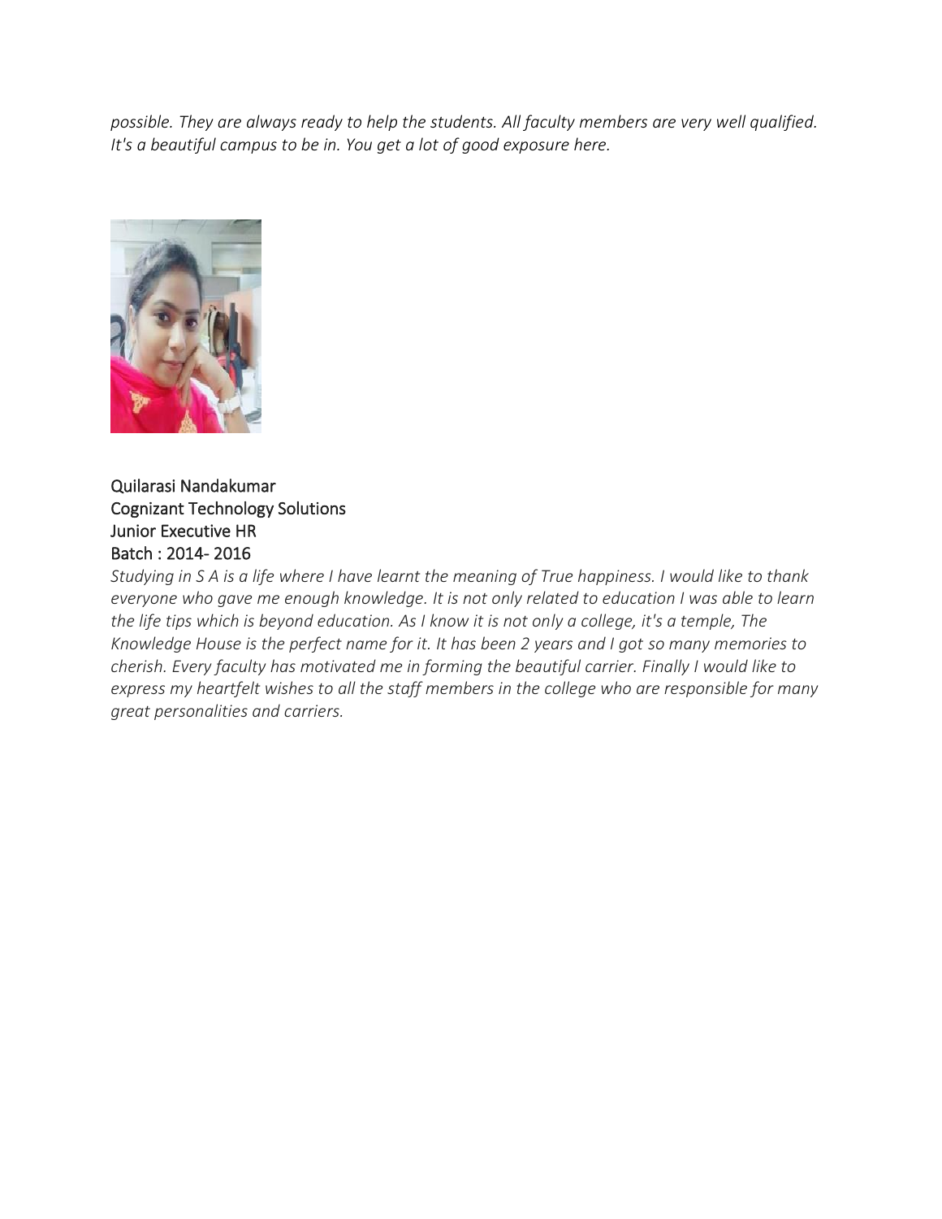*possible. They are always ready to help the students. All faculty members are very well qualified. It's a beautiful campus to be in. You get a lot of good exposure here.*

Quilarasi Nandakumar
Cognizant Technology Solutions
Junior Executive HR
Batch : 2014- 2016

*Studying in S A is a life where I have learnt the meaning of True happiness. I would like to thank everyone who gave me enough knowledge. It is not only related to education I was able to learn the life tips which is beyond education. As I know it is not only a college, it's a temple, The Knowledge House is the perfect name for it. It has been 2 years and I got so many memories to cherish. Every faculty has motivated me in forming the beautiful carrier. Finally I would like to express my heartfelt wishes to all the staff members in the college who are responsible for many great personalities and carriers.*